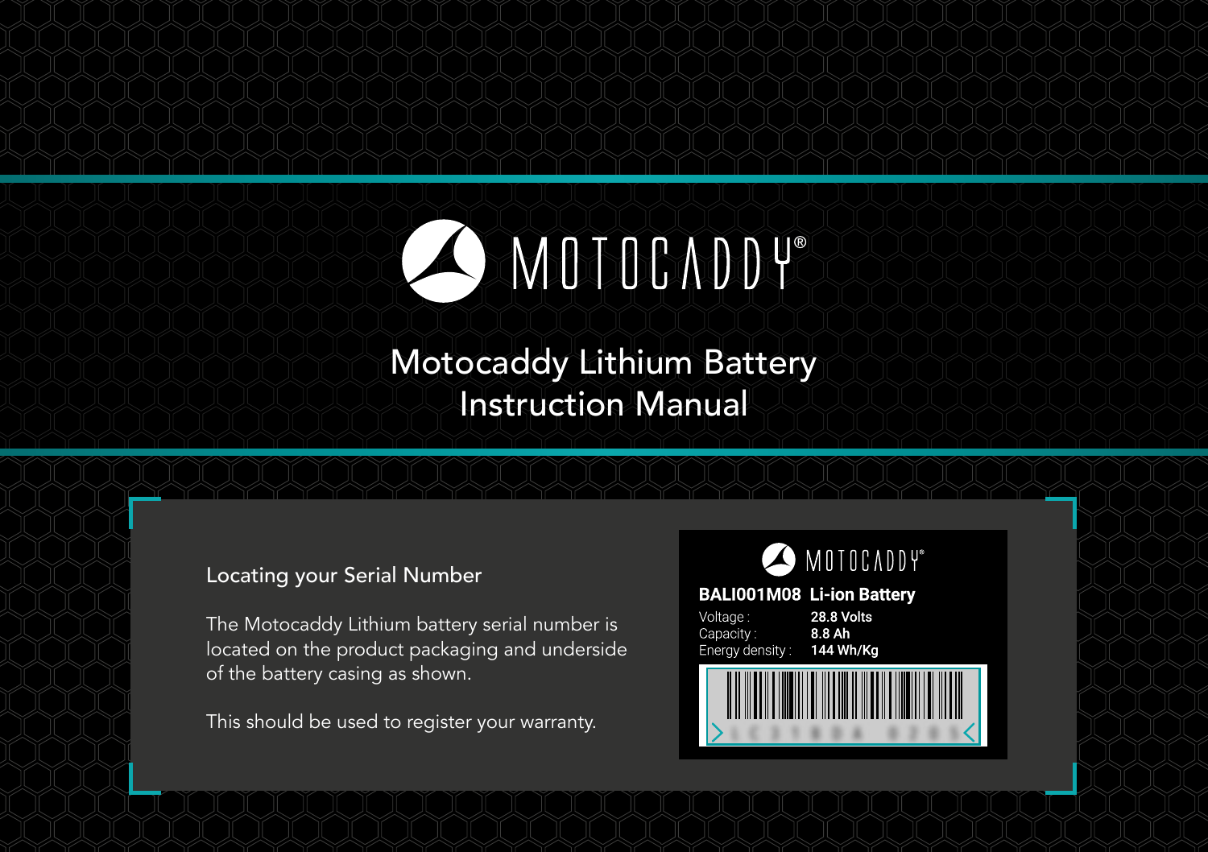# MOTOCADDY®

# Motocaddy Lithium Battery Instruction Manual

## Locating your Serial Number

The Motocaddy Lithium battery serial number is located on the product packaging and underside of the battery casing as shown.

This should be used to register your warranty.

MOTOCADDY®

**BALI001M08 Li-ion Battery**

| | |
|---|---|
| Voltage : | **28.8 Volts** |
| Capacity : | **8.8 Ah** |
| Energy density : | **144 Wh/Kg** |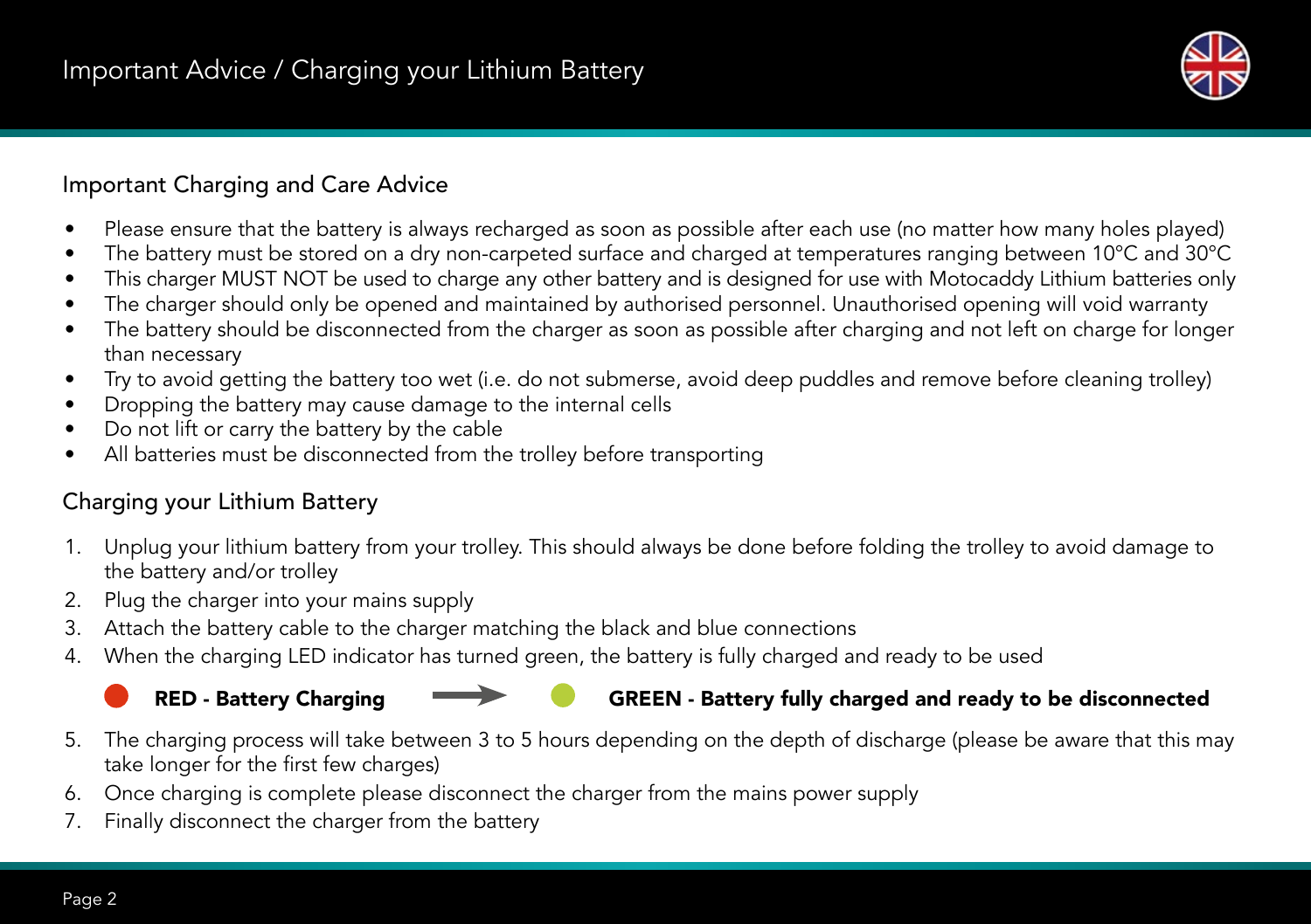# Important Advice / Charging your Lithium Battery

## Important Charging and Care Advice

- Please ensure that the battery is always recharged as soon as possible after each use (no matter how many holes played)
- The battery must be stored on a dry non-carpeted surface and charged at temperatures ranging between 10°C and 30°C
- This charger MUST NOT be used to charge any other battery and is designed for use with Motocaddy Lithium batteries only
- The charger should only be opened and maintained by authorised personnel. Unauthorised opening will void warranty
- The battery should be disconnected from the charger as soon as possible after charging and not left on charge for longer than necessary
- Try to avoid getting the battery too wet (i.e. do not submerse, avoid deep puddles and remove before cleaning trolley)
- Dropping the battery may cause damage to the internal cells
- Do not lift or carry the battery by the cable
- All batteries must be disconnected from the trolley before transporting

## Charging your Lithium Battery

1. Unplug your lithium battery from your trolley. This should always be done before folding the trolley to avoid damage to the battery and/or trolley
2. Plug the charger into your mains supply
3. Attach the battery cable to the charger matching the black and blue connections
4. When the charging LED indicator has turned green, the battery is fully charged and ready to be used

   **RED - Battery Charging** → **GREEN - Battery fully charged and ready to be disconnected**

5. The charging process will take between 3 to 5 hours depending on the depth of discharge (please be aware that this may take longer for the first few charges)
6. Once charging is complete please disconnect the charger from the mains power supply
7. Finally disconnect the charger from the battery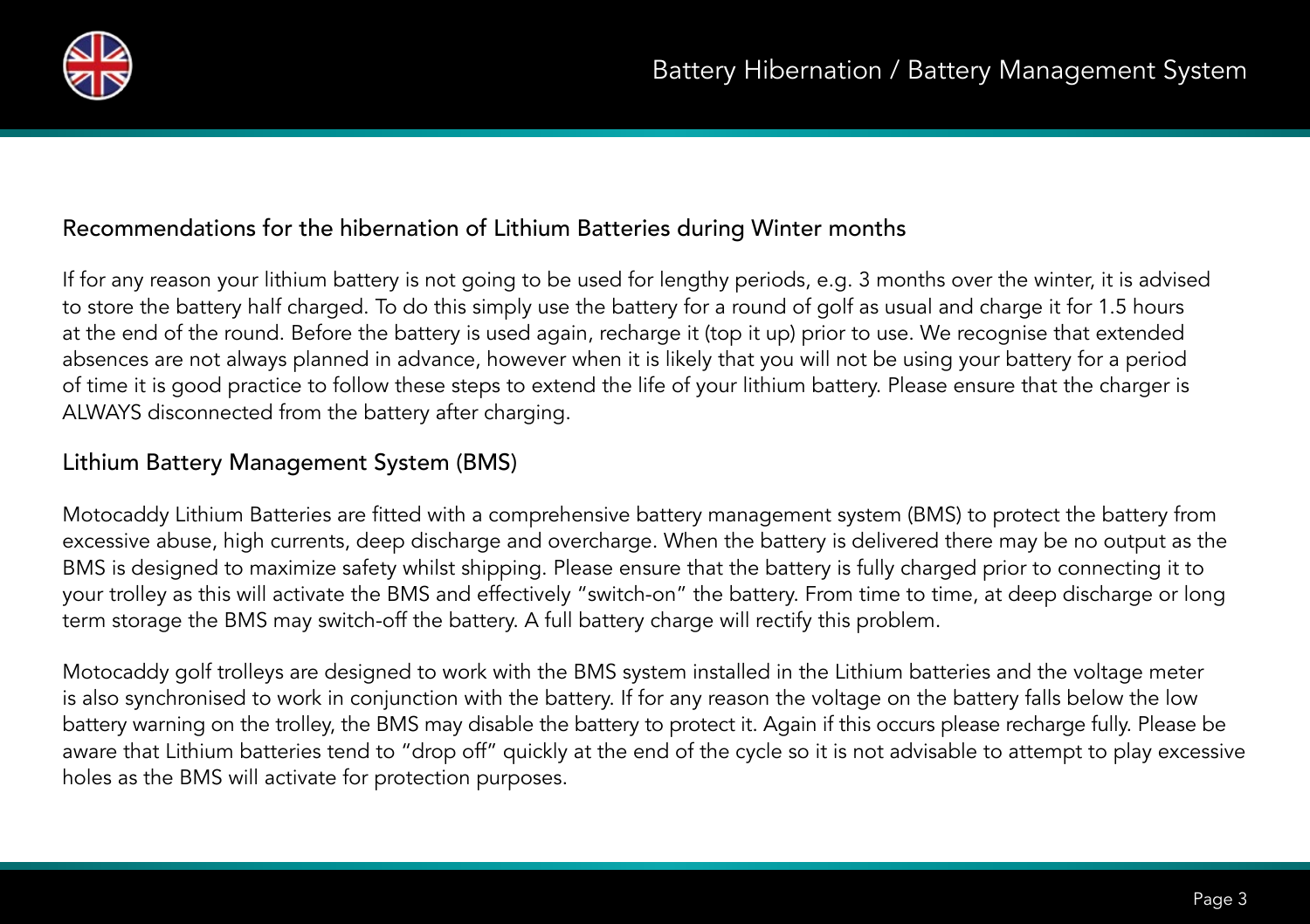## Recommendations for the hibernation of Lithium Batteries during Winter months

If for any reason your lithium battery is not going to be used for lengthy periods, e.g. 3 months over the winter, it is advised to store the battery half charged. To do this simply use the battery for a round of golf as usual and charge it for 1.5 hours at the end of the round. Before the battery is used again, recharge it (top it up) prior to use. We recognise that extended absences are not always planned in advance, however when it is likely that you will not be using your battery for a period of time it is good practice to follow these steps to extend the life of your lithium battery. Please ensure that the charger is ALWAYS disconnected from the battery after charging.

## Lithium Battery Management System (BMS)

Motocaddy Lithium Batteries are fitted with a comprehensive battery management system (BMS) to protect the battery from excessive abuse, high currents, deep discharge and overcharge. When the battery is delivered there may be no output as the BMS is designed to maximize safety whilst shipping. Please ensure that the battery is fully charged prior to connecting it to your trolley as this will activate the BMS and effectively "switch-on" the battery. From time to time, at deep discharge or long term storage the BMS may switch-off the battery. A full battery charge will rectify this problem.

Motocaddy golf trolleys are designed to work with the BMS system installed in the Lithium batteries and the voltage meter is also synchronised to work in conjunction with the battery. If for any reason the voltage on the battery falls below the low battery warning on the trolley, the BMS may disable the battery to protect it. Again if this occurs please recharge fully. Please be aware that Lithium batteries tend to "drop off" quickly at the end of the cycle so it is not advisable to attempt to play excessive holes as the BMS will activate for protection purposes.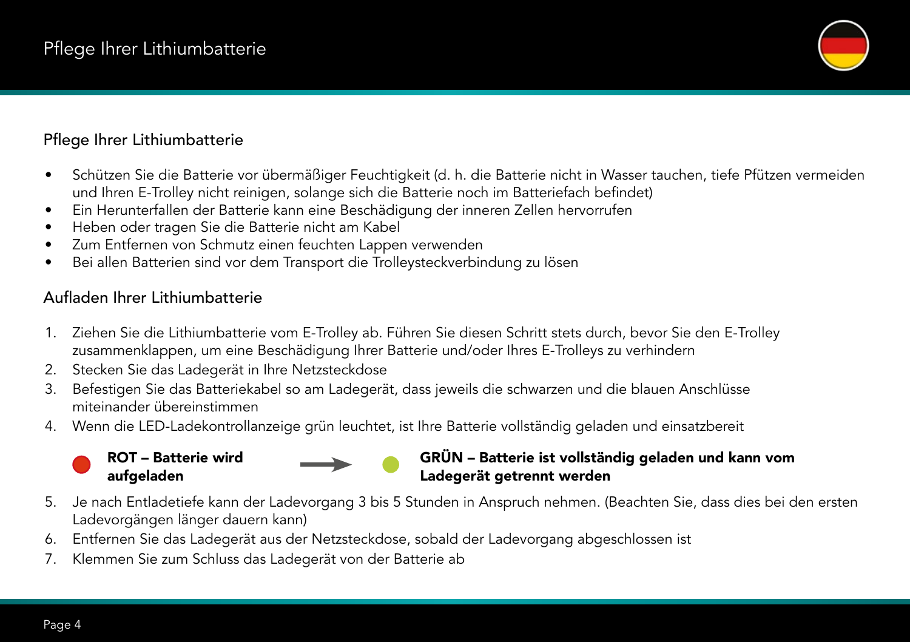## Pflege Ihrer Lithiumbatterie

- Schützen Sie die Batterie vor übermäßiger Feuchtigkeit (d. h. die Batterie nicht in Wasser tauchen, tiefe Pfützen vermeiden und Ihren E-Trolley nicht reinigen, solange sich die Batterie noch im Batteriefach befindet)
- Ein Herunterfallen der Batterie kann eine Beschädigung der inneren Zellen hervorrufen
- Heben oder tragen Sie die Batterie nicht am Kabel
- Zum Entfernen von Schmutz einen feuchten Lappen verwenden
- Bei allen Batterien sind vor dem Transport die Trolleysteckverbindung zu lösen

## Aufladen Ihrer Lithiumbatterie

1. Ziehen Sie die Lithiumbatterie vom E-Trolley ab. Führen Sie diesen Schritt stets durch, bevor Sie den E-Trolley zusammenklappen, um eine Beschädigung Ihrer Batterie und/oder Ihres E-Trolleys zu verhindern
2. Stecken Sie das Ladegerät in Ihre Netzsteckdose
3. Befestigen Sie das Batteriekabel so am Ladegerät, dass jeweils die schwarzen und die blauen Anschlüsse miteinander übereinstimmen
4. Wenn die LED-Ladekontrollanzeige grün leuchtet, ist Ihre Batterie vollständig geladen und einsatzbereit

   **ROT – Batterie wird aufgeladen** → **GRÜN – Batterie ist vollständig geladen und kann vom Ladegerät getrennt werden**

5. Je nach Entladetiefe kann der Ladevorgang 3 bis 5 Stunden in Anspruch nehmen. (Beachten Sie, dass dies bei den ersten Ladevorgängen länger dauern kann)
6. Entfernen Sie das Ladegerät aus der Netzsteckdose, sobald der Ladevorgang abgeschlossen ist
7. Klemmen Sie zum Schluss das Ladegerät von der Batterie ab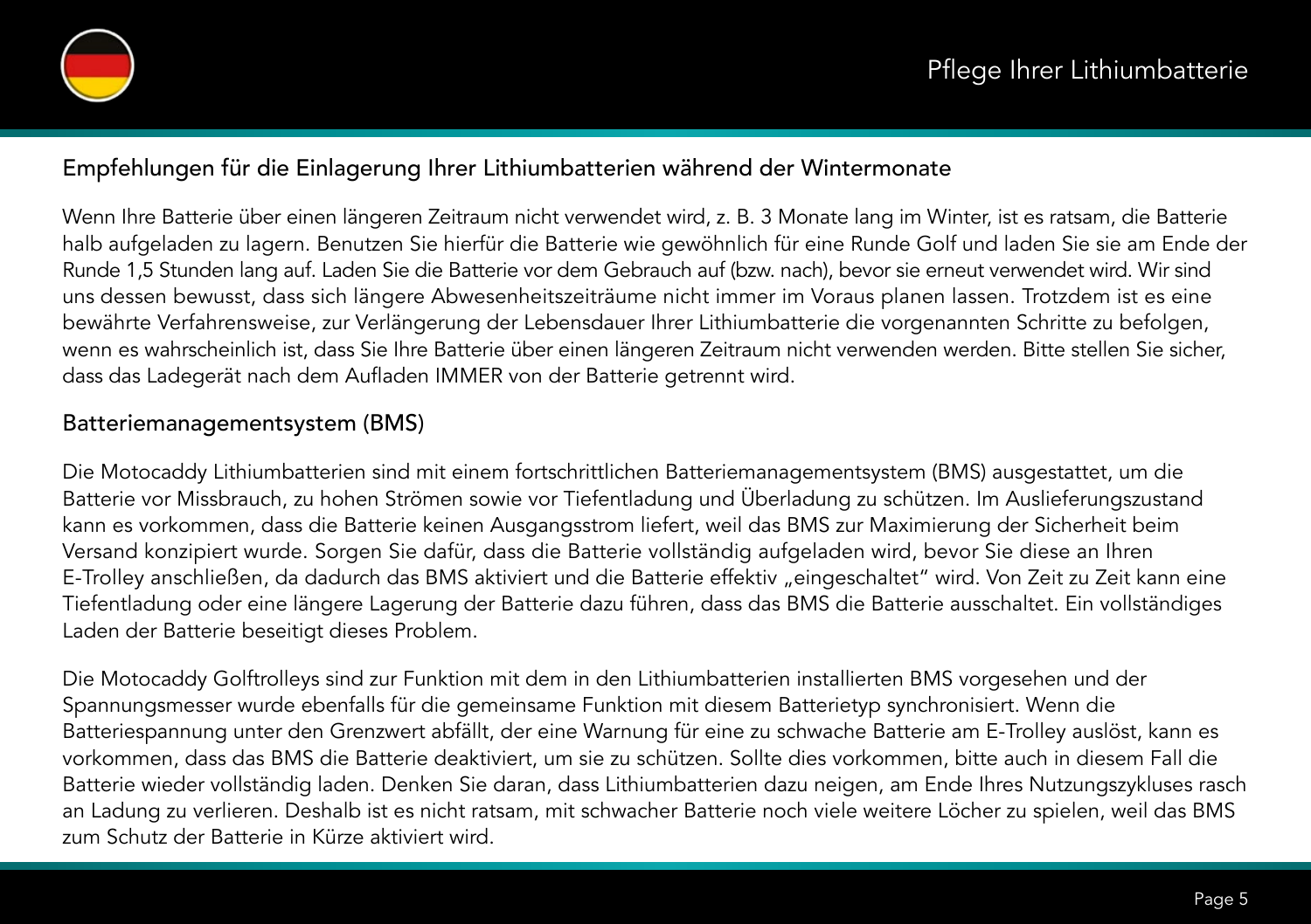## Empfehlungen für die Einlagerung Ihrer Lithiumbatterien während der Wintermonate

Wenn Ihre Batterie über einen längeren Zeitraum nicht verwendet wird, z. B. 3 Monate lang im Winter, ist es ratsam, die Batterie halb aufgeladen zu lagern. Benutzen Sie hierfür die Batterie wie gewöhnlich für eine Runde Golf und laden Sie sie am Ende der Runde 1,5 Stunden lang auf. Laden Sie die Batterie vor dem Gebrauch auf (bzw. nach), bevor sie erneut verwendet wird. Wir sind uns dessen bewusst, dass sich längere Abwesenheitszeiträume nicht immer im Voraus planen lassen. Trotzdem ist es eine bewährte Verfahrensweise, zur Verlängerung der Lebensdauer Ihrer Lithiumbatterie die vorgenannten Schritte zu befolgen, wenn es wahrscheinlich ist, dass Sie Ihre Batterie über einen längeren Zeitraum nicht verwenden werden. Bitte stellen Sie sicher, dass das Ladegerät nach dem Aufladen IMMER von der Batterie getrennt wird.

## Batteriemanagementsystem (BMS)

Die Motocaddy Lithiumbatterien sind mit einem fortschrittlichen Batteriemanagementsystem (BMS) ausgestattet, um die Batterie vor Missbrauch, zu hohen Strömen sowie vor Tiefentladung und Überladung zu schützen. Im Auslieferungszustand kann es vorkommen, dass die Batterie keinen Ausgangsstrom liefert, weil das BMS zur Maximierung der Sicherheit beim Versand konzipiert wurde. Sorgen Sie dafür, dass die Batterie vollständig aufgeladen wird, bevor Sie diese an Ihren E-Trolley anschließen, da dadurch das BMS aktiviert und die Batterie effektiv „eingeschaltet" wird. Von Zeit zu Zeit kann eine Tiefentladung oder eine längere Lagerung der Batterie dazu führen, dass das BMS die Batterie ausschaltet. Ein vollständiges Laden der Batterie beseitigt dieses Problem.

Die Motocaddy Golftrolleys sind zur Funktion mit dem in den Lithiumbatterien installierten BMS vorgesehen und der Spannungsmesser wurde ebenfalls für die gemeinsame Funktion mit diesem Batterietyp synchronisiert. Wenn die Batteriespannung unter den Grenzwert abfällt, der eine Warnung für eine zu schwache Batterie am E-Trolley auslöst, kann es vorkommen, dass das BMS die Batterie deaktiviert, um sie zu schützen. Sollte dies vorkommen, bitte auch in diesem Fall die Batterie wieder vollständig laden. Denken Sie daran, dass Lithiumbatterien dazu neigen, am Ende Ihres Nutzungszykluses rasch an Ladung zu verlieren. Deshalb ist es nicht ratsam, mit schwacher Batterie noch viele weitere Löcher zu spielen, weil das BMS zum Schutz der Batterie in Kürze aktiviert wird.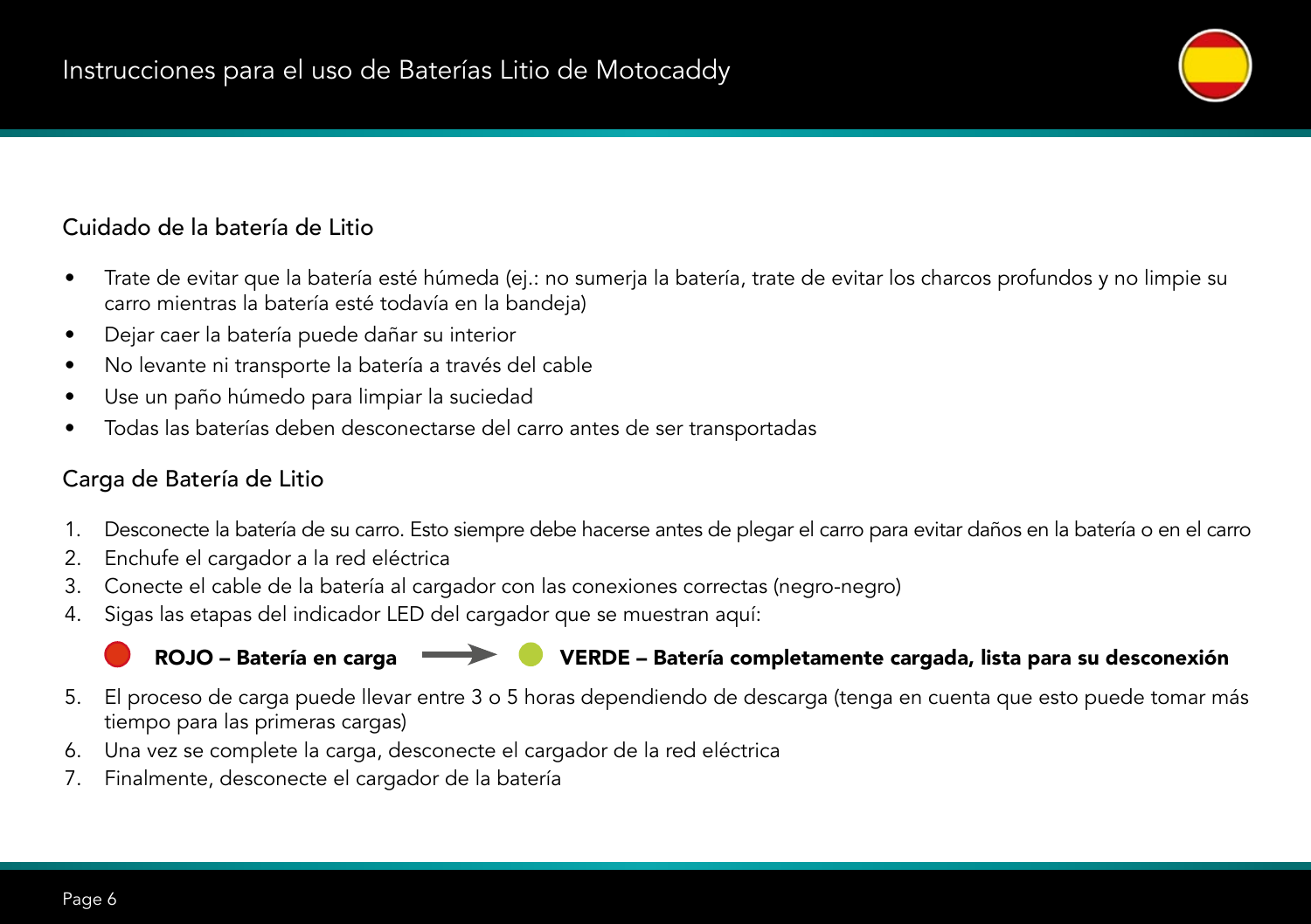# Instrucciones para el uso de Baterías Litio de Motocaddy

## Cuidado de la batería de Litio

- Trate de evitar que la batería esté húmeda (ej.: no sumerja la batería, trate de evitar los charcos profundos y no limpie su carro mientras la batería esté todavía en la bandeja)
- Dejar caer la batería puede dañar su interior
- No levante ni transporte la batería a través del cable
- Use un paño húmedo para limpiar la suciedad
- Todas las baterías deben desconectarse del carro antes de ser transportadas

## Carga de Batería de Litio

1. Desconecte la batería de su carro. Esto siempre debe hacerse antes de plegar el carro para evitar daños en la batería o en el carro
2. Enchufe el cargador a la red eléctrica
3. Conecte el cable de la batería al cargador con las conexiones correctas (negro-negro)
4. Sigas las etapas del indicador LED del cargador que se muestran aquí:

   **ROJO – Batería en carga** → **VERDE – Batería completamente cargada, lista para su desconexión**

5. El proceso de carga puede llevar entre 3 o 5 horas dependiendo de descarga (tenga en cuenta que esto puede tomar más tiempo para las primeras cargas)
6. Una vez se complete la carga, desconecte el cargador de la red eléctrica
7. Finalmente, desconecte el cargador de la batería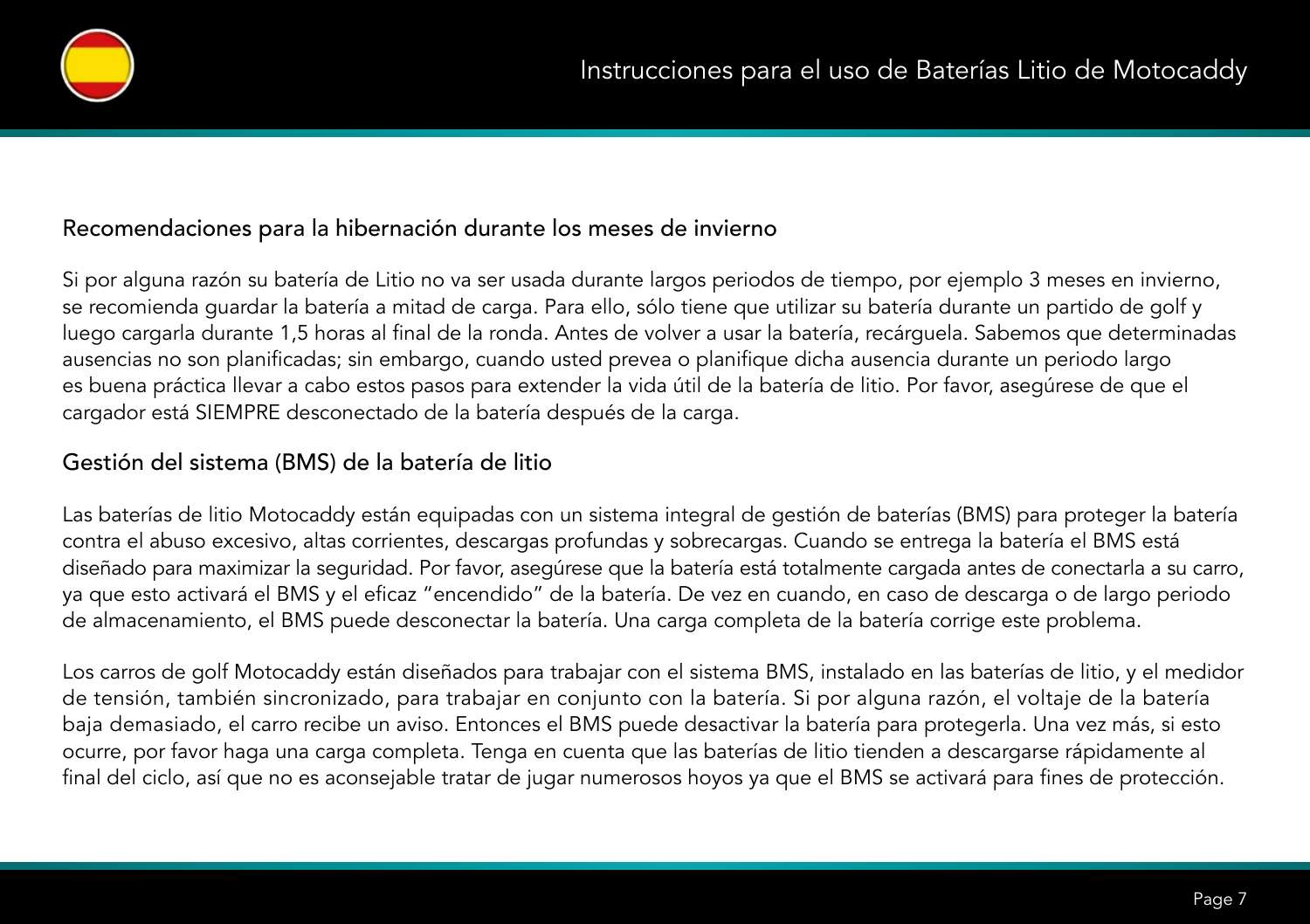## Recomendaciones para la hibernación durante los meses de invierno

Si por alguna razón su batería de Litio no va ser usada durante largos periodos de tiempo, por ejemplo 3 meses en invierno, se recomienda guardar la batería a mitad de carga. Para ello, sólo tiene que utilizar su batería durante un partido de golf y luego cargarla durante 1,5 horas al final de la ronda. Antes de volver a usar la batería, recárguela. Sabemos que determinadas ausencias no son planificadas; sin embargo, cuando usted prevea o planifique dicha ausencia durante un periodo largo es buena práctica llevar a cabo estos pasos para extender la vida útil de la batería de litio. Por favor, asegúrese de que el cargador está SIEMPRE desconectado de la batería después de la carga.

## Gestión del sistema (BMS) de la batería de litio

Las baterías de litio Motocaddy están equipadas con un sistema integral de gestión de baterías (BMS) para proteger la batería contra el abuso excesivo, altas corrientes, descargas profundas y sobrecargas. Cuando se entrega la batería el BMS está diseñado para maximizar la seguridad. Por favor, asegúrese que la batería está totalmente cargada antes de conectarla a su carro, ya que esto activará el BMS y el eficaz "encendido" de la batería. De vez en cuando, en caso de descarga o de largo periodo de almacenamiento, el BMS puede desconectar la batería. Una carga completa de la batería corrige este problema.

Los carros de golf Motocaddy están diseñados para trabajar con el sistema BMS, instalado en las baterías de litio, y el medidor de tensión, también sincronizado, para trabajar en conjunto con la batería. Si por alguna razón, el voltaje de la batería baja demasiado, el carro recibe un aviso. Entonces el BMS puede desactivar la batería para protegerla. Una vez más, si esto ocurre, por favor haga una carga completa. Tenga en cuenta que las baterías de litio tienden a descargarse rápidamente al final del ciclo, así que no es aconsejable tratar de jugar numerosos hoyos ya que el BMS se activará para fines de protección.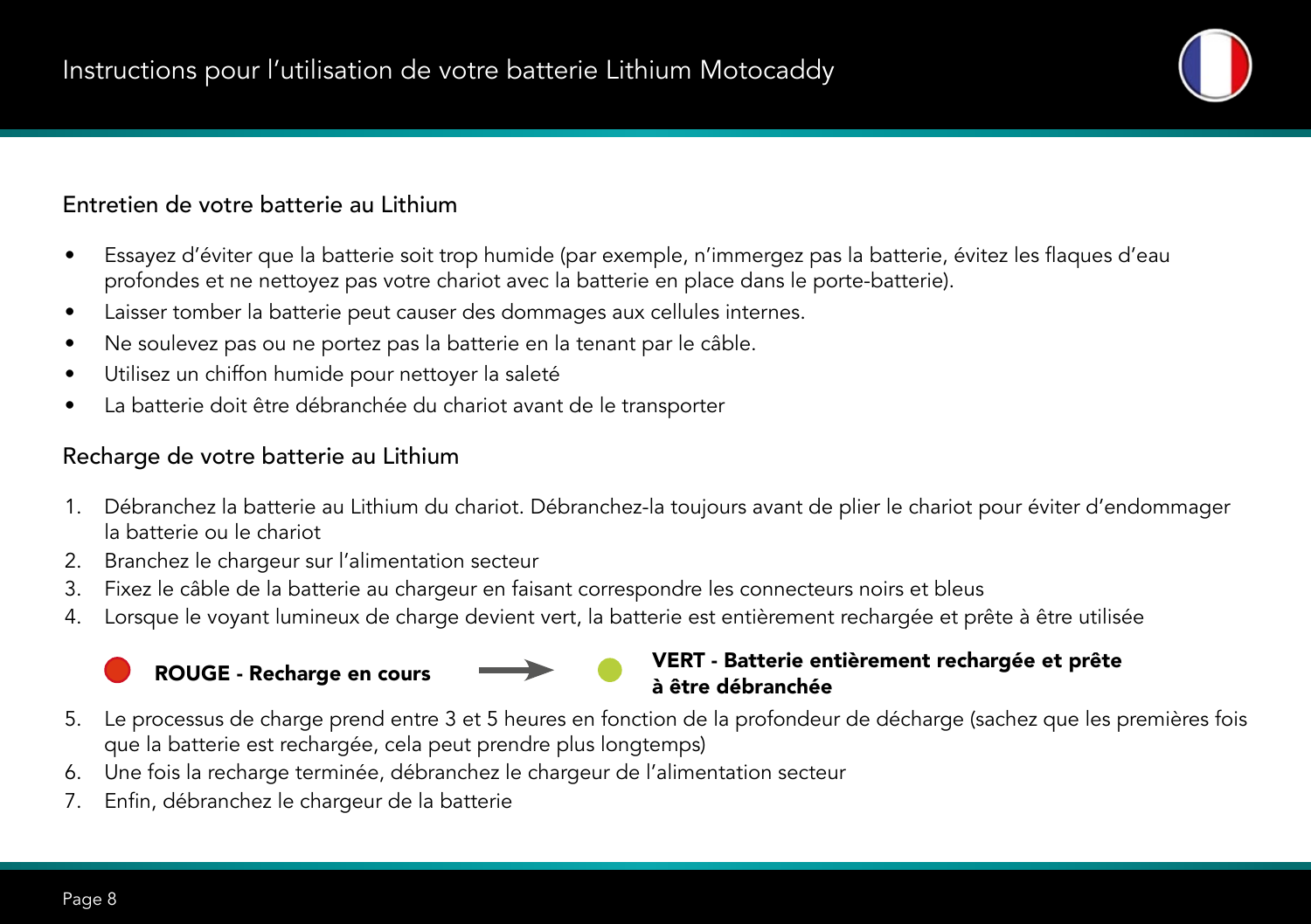# Instructions pour l'utilisation de votre batterie Lithium Motocaddy

## Entretien de votre batterie au Lithium

- Essayez d'éviter que la batterie soit trop humide (par exemple, n'immergez pas la batterie, évitez les flaques d'eau profondes et ne nettoyez pas votre chariot avec la batterie en place dans le porte-batterie).
- Laisser tomber la batterie peut causer des dommages aux cellules internes.
- Ne soulevez pas ou ne portez pas la batterie en la tenant par le câble.
- Utilisez un chiffon humide pour nettoyer la saleté
- La batterie doit être débranchée du chariot avant de le transporter

## Recharge de votre batterie au Lithium

1. Débranchez la batterie au Lithium du chariot. Débranchez-la toujours avant de plier le chariot pour éviter d'endommager la batterie ou le chariot
2. Branchez le chargeur sur l'alimentation secteur
3. Fixez le câble de la batterie au chargeur en faisant correspondre les connecteurs noirs et bleus
4. Lorsque le voyant lumineux de charge devient vert, la batterie est entièrement rechargée et prête à être utilisée

**ROUGE - Recharge en cours** → **VERT - Batterie entièrement rechargée et prête à être débranchée**

5. Le processus de charge prend entre 3 et 5 heures en fonction de la profondeur de décharge (sachez que les premières fois que la batterie est rechargée, cela peut prendre plus longtemps)
6. Une fois la recharge terminée, débranchez le chargeur de l'alimentation secteur
7. Enfin, débranchez le chargeur de la batterie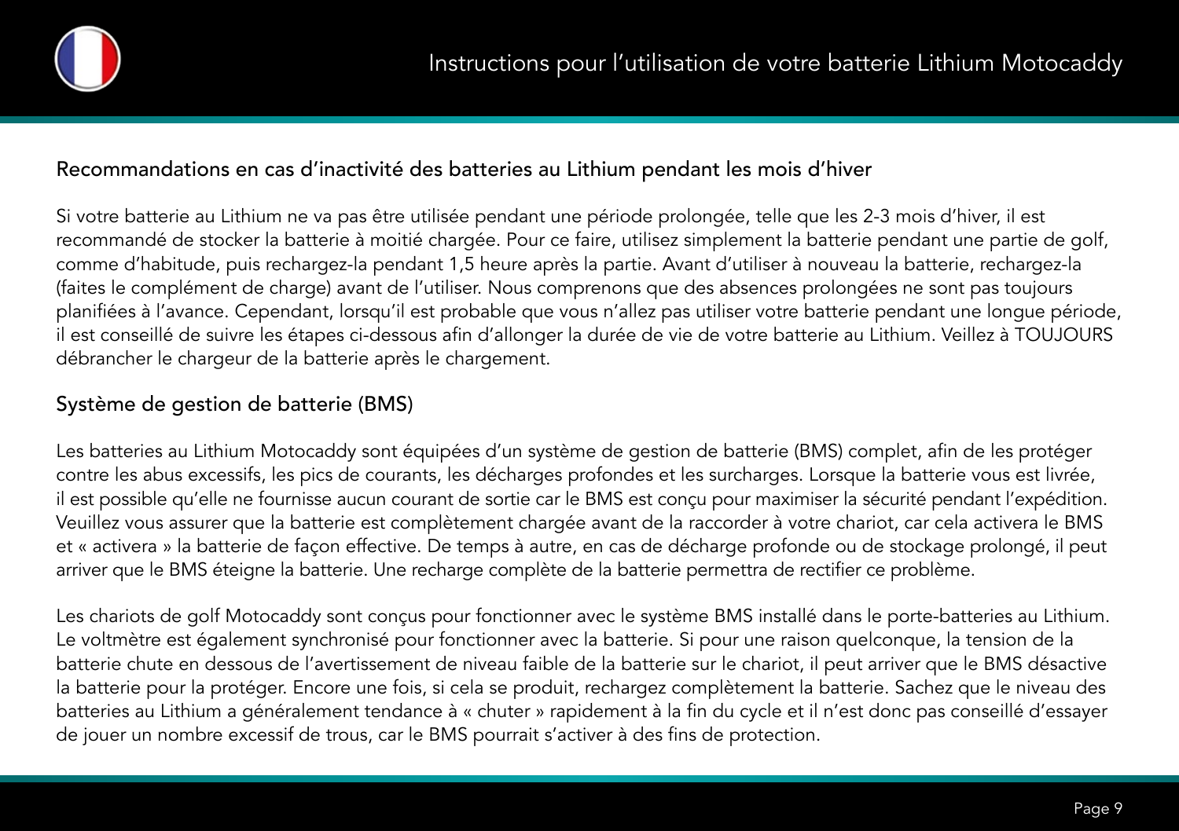## Recommandations en cas d'inactivité des batteries au Lithium pendant les mois d'hiver

Si votre batterie au Lithium ne va pas être utilisée pendant une période prolongée, telle que les 2-3 mois d'hiver, il est recommandé de stocker la batterie à moitié chargée. Pour ce faire, utilisez simplement la batterie pendant une partie de golf, comme d'habitude, puis rechargez-la pendant 1,5 heure après la partie. Avant d'utiliser à nouveau la batterie, rechargez-la (faites le complément de charge) avant de l'utiliser. Nous comprenons que des absences prolongées ne sont pas toujours planifiées à l'avance. Cependant, lorsqu'il est probable que vous n'allez pas utiliser votre batterie pendant une longue période, il est conseillé de suivre les étapes ci-dessous afin d'allonger la durée de vie de votre batterie au Lithium. Veillez à TOUJOURS débrancher le chargeur de la batterie après le chargement.

## Système de gestion de batterie (BMS)

Les batteries au Lithium Motocaddy sont équipées d'un système de gestion de batterie (BMS) complet, afin de les protéger contre les abus excessifs, les pics de courants, les décharges profondes et les surcharges. Lorsque la batterie vous est livrée, il est possible qu'elle ne fournisse aucun courant de sortie car le BMS est conçu pour maximiser la sécurité pendant l'expédition. Veuillez vous assurer que la batterie est complètement chargée avant de la raccorder à votre chariot, car cela activera le BMS et « activera » la batterie de façon effective. De temps à autre, en cas de décharge profonde ou de stockage prolongé, il peut arriver que le BMS éteigne la batterie. Une recharge complète de la batterie permettra de rectifier ce problème.

Les chariots de golf Motocaddy sont conçus pour fonctionner avec le système BMS installé dans le porte-batteries au Lithium. Le voltmètre est également synchronisé pour fonctionner avec la batterie. Si pour une raison quelconque, la tension de la batterie chute en dessous de l'avertissement de niveau faible de la batterie sur le chariot, il peut arriver que le BMS désactive la batterie pour la protéger. Encore une fois, si cela se produit, rechargez complètement la batterie. Sachez que le niveau des batteries au Lithium a généralement tendance à « chuter » rapidement à la fin du cycle et il n'est donc pas conseillé d'essayer de jouer un nombre excessif de trous, car le BMS pourrait s'activer à des fins de protection.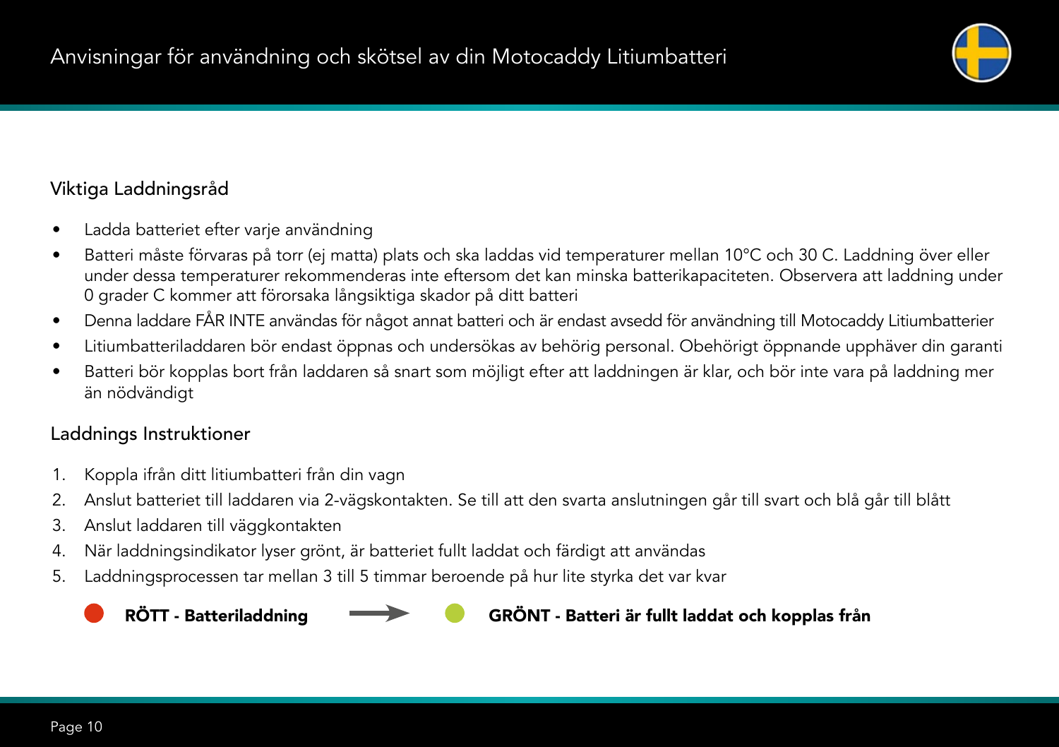Anvisningar för användning och skötsel av din Motocaddy Litiumbatteri

## Viktiga Laddningsråd

- Ladda batteriet efter varje användning
- Batteri måste förvaras på torr (ej matta) plats och ska laddas vid temperaturer mellan 10°C och 30 C. Laddning över eller under dessa temperaturer rekommenderas inte eftersom det kan minska batterikapaciteten. Observera att laddning under 0 grader C kommer att förorsaka långsiktiga skador på ditt batteri
- Denna laddare FÅR INTE användas för något annat batteri och är endast avsedd för användning till Motocaddy Litiumbatterier
- Litiumbatteriladdaren bör endast öppnas och undersökas av behörig personal. Obehörigt öppnande upphäver din garanti
- Batteri bör kopplas bort från laddaren så snart som möjligt efter att laddningen är klar, och bör inte vara på laddning mer än nödvändigt

## Laddnings Instruktioner

1. Koppla ifrån ditt litiumbatteri från din vagn
2. Anslut batteriet till laddaren via 2-vägskontakten. Se till att den svarta anslutningen går till svart och blå går till blått
3. Anslut laddaren till väggkontakten
4. När laddningsindikator lyser grönt, är batteriet fullt laddat och färdigt att användas
5. Laddningsprocessen tar mellan 3 till 5 timmar beroende på hur lite styrka det var kvar

**RÖTT - Batteriladdning** → **GRÖNT - Batteri är fullt laddat och kopplas från**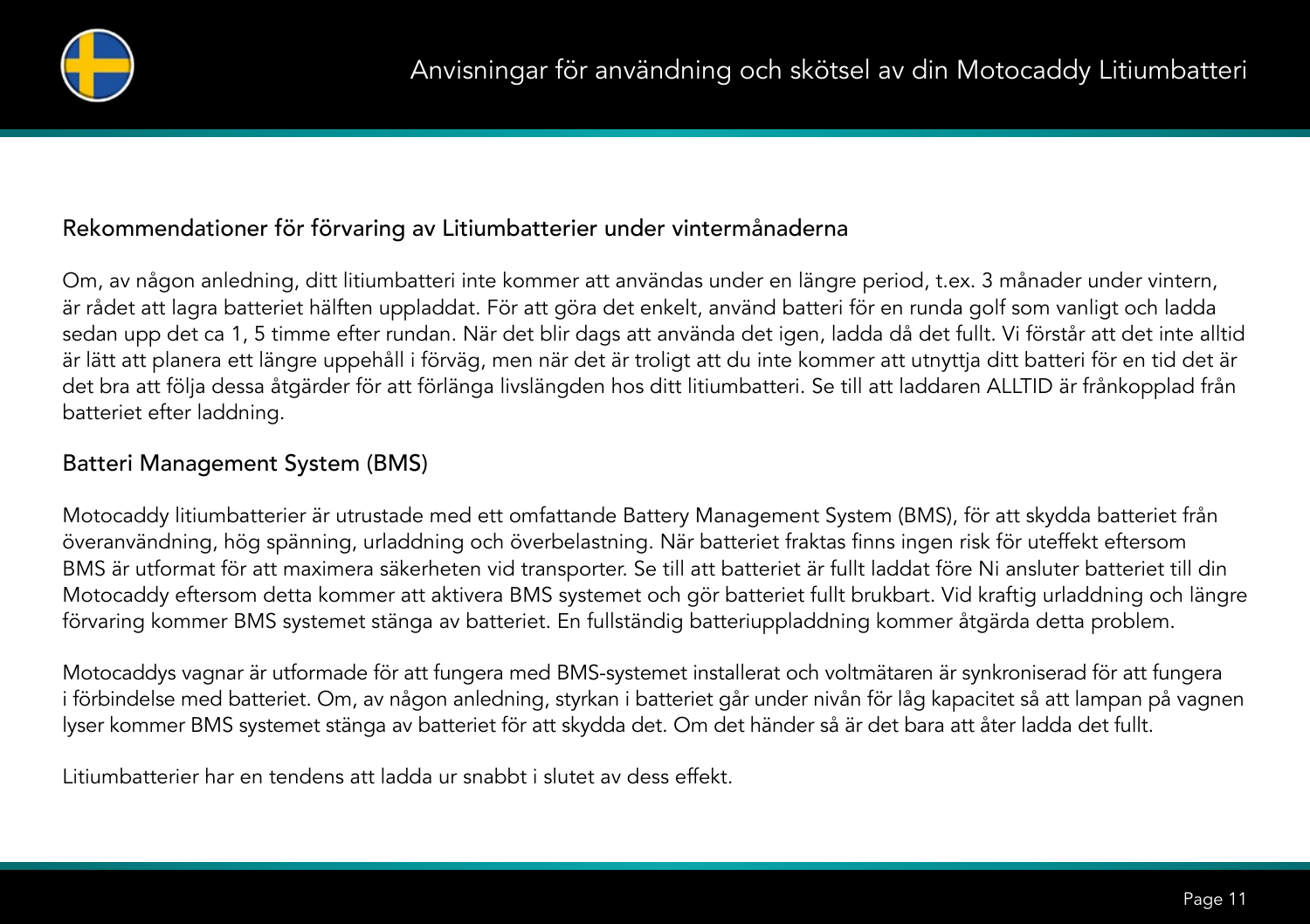## Rekommendationer för förvaring av Litiumbatterier under vintermånaderna

Om, av någon anledning, ditt litiumbatteri inte kommer att användas under en längre period, t.ex. 3 månader under vintern, är rådet att lagra batteriet hälften uppladdat. För att göra det enkelt, använd batteri för en runda golf som vanligt och ladda sedan upp det ca 1, 5 timme efter rundan. När det blir dags att använda det igen, ladda då det fullt. Vi förstår att det inte alltid är lätt att planera ett längre uppehåll i förväg, men när det är troligt att du inte kommer att utnyttja ditt batteri för en tid det är det bra att följa dessa åtgärder för att förlänga livslängden hos ditt litiumbatteri. Se till att laddaren ALLTID är frånkopplad från batteriet efter laddning.

## Batteri Management System (BMS)

Motocaddy litiumbatterier är utrustade med ett omfattande Battery Management System (BMS), för att skydda batteriet från överanvändning, hög spänning, urladdning och överbelastning. När batteriet fraktas finns ingen risk för uteffekt eftersom BMS är utformat för att maximera säkerheten vid transporter. Se till att batteriet är fullt laddat före Ni ansluter batteriet till din Motocaddy eftersom detta kommer att aktivera BMS systemet och gör batteriet fullt brukbart. Vid kraftig urladdning och längre förvaring kommer BMS systemet stänga av batteriet. En fullständig batteriuppladdning kommer åtgärda detta problem.

Motocaddys vagnar är utformade för att fungera med BMS-systemet installerat och voltmätaren är synkroniserad för att fungera i förbindelse med batteriet. Om, av någon anledning, styrkan i batteriet går under nivån för låg kapacitet så att lampan på vagnen lyser kommer BMS systemet stänga av batteriet för att skydda det. Om det händer så är det bara att åter ladda det fullt.

Litiumbatterier har en tendens att ladda ur snabbt i slutet av dess effekt.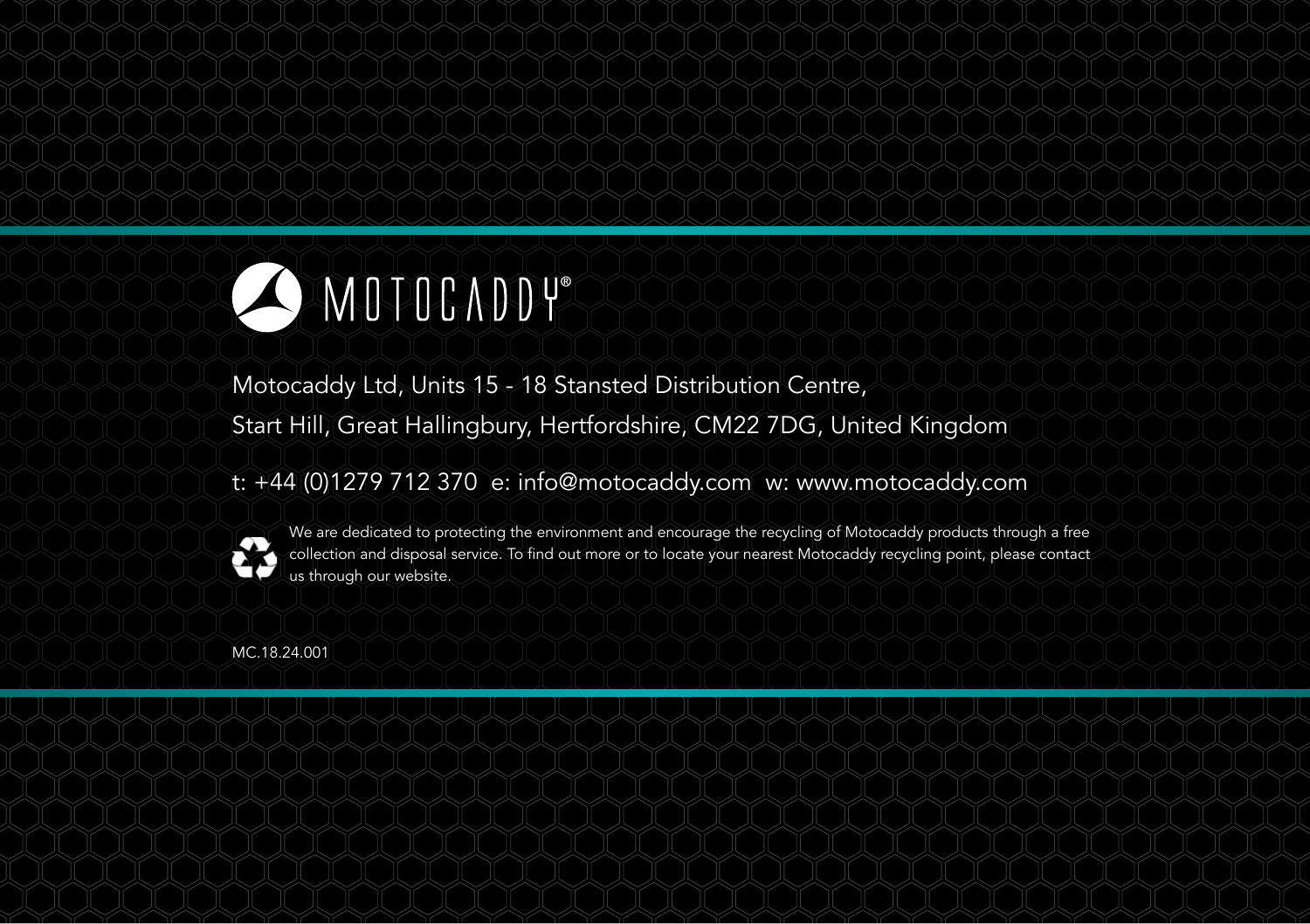MOTOCADDY®

Motocaddy Ltd, Units 15 - 18 Stansted Distribution Centre,
Start Hill, Great Hallingbury, Hertfordshire, CM22 7DG, United Kingdom

t: +44 (0)1279 712 370  e: info@motocaddy.com  w: www.motocaddy.com

We are dedicated to protecting the environment and encourage the recycling of Motocaddy products through a free collection and disposal service. To find out more or to locate your nearest Motocaddy recycling point, please contact us through our website.

MC.18.24.001